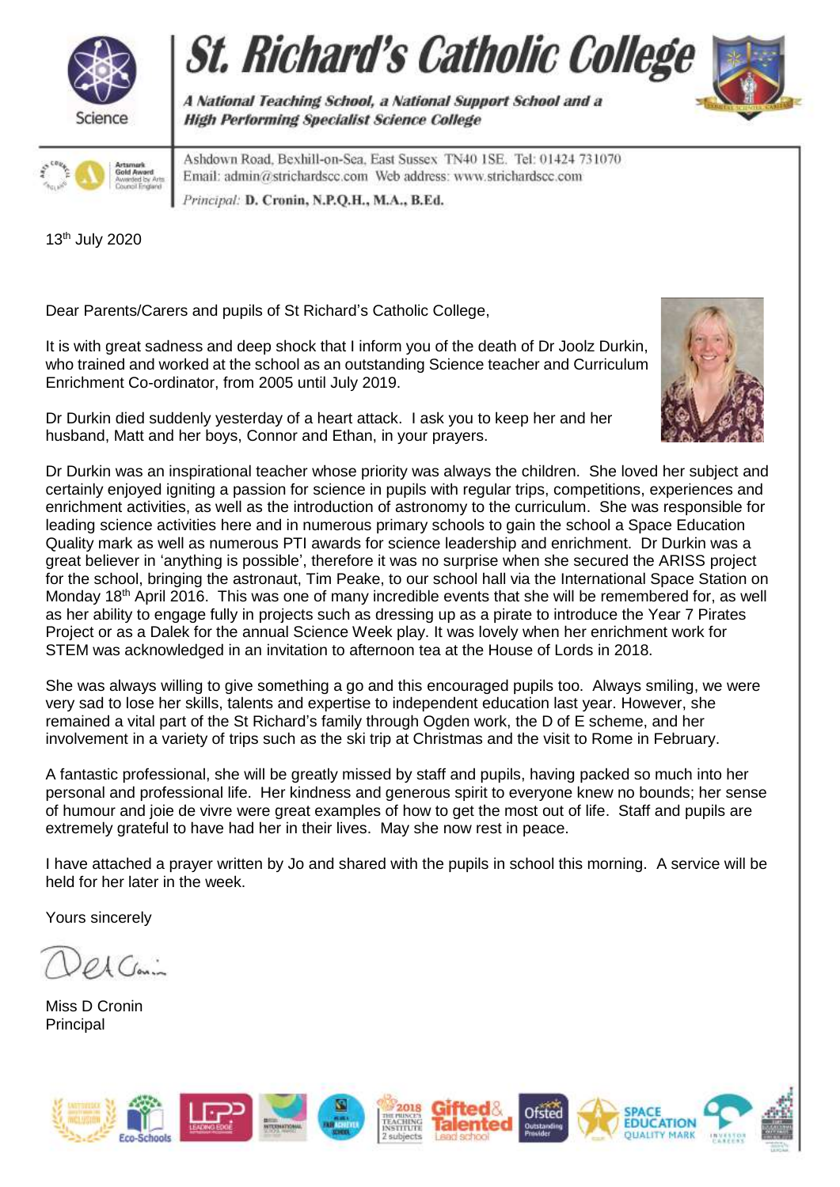# St. Richard's Catholic College

***A National Teaching School, a National Support School and a High Performing Specialist Science College***

Ashdown Road, Bexhill-on-Sea, East Sussex TN40 1SE. Tel: 01424 731070
Email: admin@strichardscc.com Web address: www.strichardscc.com
*Principal:* **D. Cronin, N.P.Q.H., M.A., B.Ed.**

13th July 2020

Dear Parents/Carers and pupils of St Richard's Catholic College,

It is with great sadness and deep shock that I inform you of the death of Dr Joolz Durkin, who trained and worked at the school as an outstanding Science teacher and Curriculum Enrichment Co-ordinator, from 2005 until July 2019.

Dr Durkin died suddenly yesterday of a heart attack. I ask you to keep her and her husband, Matt and her boys, Connor and Ethan, in your prayers.

Dr Durkin was an inspirational teacher whose priority was always the children. She loved her subject and certainly enjoyed igniting a passion for science in pupils with regular trips, competitions, experiences and enrichment activities, as well as the introduction of astronomy to the curriculum. She was responsible for leading science activities here and in numerous primary schools to gain the school a Space Education Quality mark as well as numerous PTI awards for science leadership and enrichment. Dr Durkin was a great believer in 'anything is possible', therefore it was no surprise when she secured the ARISS project for the school, bringing the astronaut, Tim Peake, to our school hall via the International Space Station on Monday 18th April 2016. This was one of many incredible events that she will be remembered for, as well as her ability to engage fully in projects such as dressing up as a pirate to introduce the Year 7 Pirates Project or as a Dalek for the annual Science Week play. It was lovely when her enrichment work for STEM was acknowledged in an invitation to afternoon tea at the House of Lords in 2018.

She was always willing to give something a go and this encouraged pupils too. Always smiling, we were very sad to lose her skills, talents and expertise to independent education last year. However, she remained a vital part of the St Richard's family through Ogden work, the D of E scheme, and her involvement in a variety of trips such as the ski trip at Christmas and the visit to Rome in February.

A fantastic professional, she will be greatly missed by staff and pupils, having packed so much into her personal and professional life. Her kindness and generous spirit to everyone knew no bounds; her sense of humour and joie de vivre were great examples of how to get the most out of life. Staff and pupils are extremely grateful to have had her in their lives. May she now rest in peace.

I have attached a prayer written by Jo and shared with the pupils in school this morning. A service will be held for her later in the week.

Yours sincerely

Miss D Cronin
Principal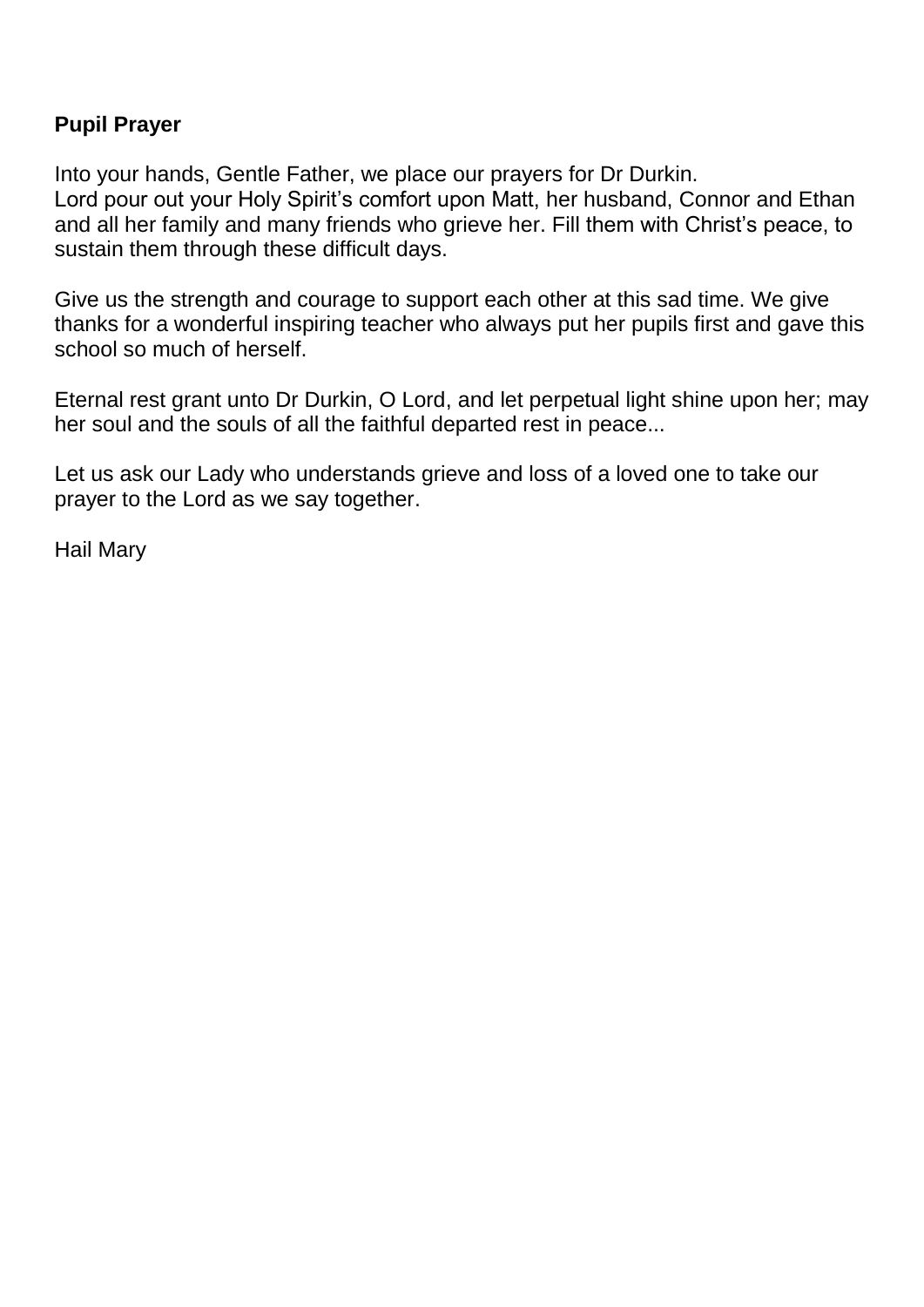**Pupil Prayer**

Into your hands, Gentle Father, we place our prayers for Dr Durkin.
Lord pour out your Holy Spirit's comfort upon Matt, her husband, Connor and Ethan and all her family and many friends who grieve her. Fill them with Christ's peace, to sustain them through these difficult days.

Give us the strength and courage to support each other at this sad time. We give thanks for a wonderful inspiring teacher who always put her pupils first and gave this school so much of herself.

Eternal rest grant unto Dr Durkin, O Lord, and let perpetual light shine upon her; may her soul and the souls of all the faithful departed rest in peace...

Let us ask our Lady who understands grieve and loss of a loved one to take our prayer to the Lord as we say together.

Hail Mary